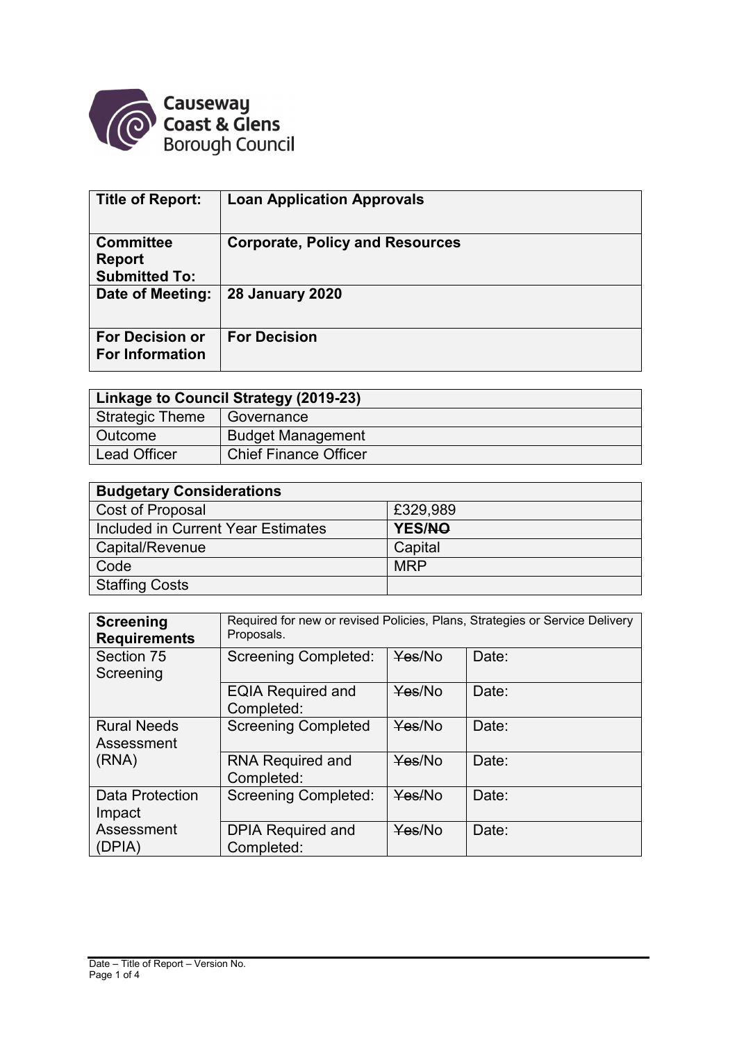Causeway Coast & Glens Borough Council

| **Title of Report:** | **Loan Application Approvals** |
|---|---|
| **Committee Report Submitted To:** | **Corporate, Policy and Resources** |
| **Date of Meeting:** | **28 January 2020** |
| **For Decision or For Information** | **For Decision** |

| **Linkage to Council Strategy (2019-23)** | |
|---|---|
| Strategic Theme | Governance |
| Outcome | Budget Management |
| Lead Officer | Chief Finance Officer |

| **Budgetary Considerations** | |
|---|---|
| Cost of Proposal | £329,989 |
| Included in Current Year Estimates | **YES/~~NO~~** |
| Capital/Revenue | Capital |
| Code | MRP |
| Staffing Costs | |

| **Screening Requirements** | Required for new or revised Policies, Plans, Strategies or Service Delivery Proposals. | | |
|---|---|---|---|
| Section 75 Screening | Screening Completed: | ~~Yes~~/No | Date: |
| | EQIA Required and Completed: | ~~Yes~~/No | Date: |
| Rural Needs Assessment (RNA) | Screening Completed | ~~Yes~~/No | Date: |
| | RNA Required and Completed: | ~~Yes~~/No | Date: |
| Data Protection Impact Assessment (DPIA) | Screening Completed: | ~~Yes~~/No | Date: |
| | DPIA Required and Completed: | ~~Yes~~/No | Date: |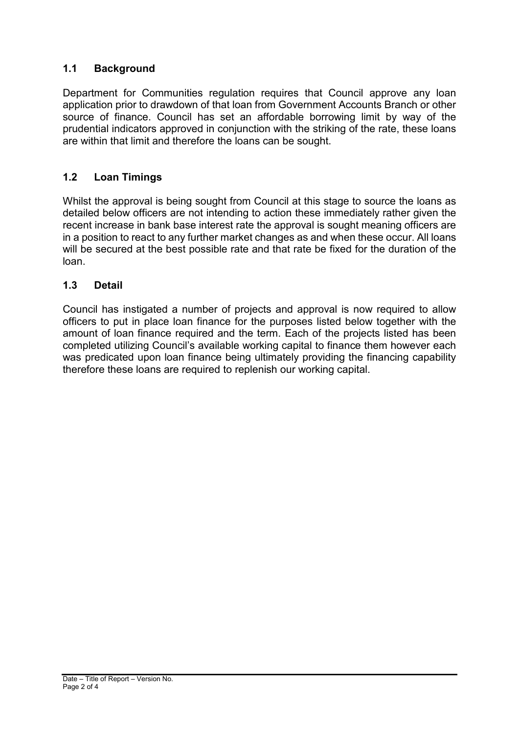## 1.1 Background

Department for Communities regulation requires that Council approve any loan application prior to drawdown of that loan from Government Accounts Branch or other source of finance. Council has set an affordable borrowing limit by way of the prudential indicators approved in conjunction with the striking of the rate, these loans are within that limit and therefore the loans can be sought.

## 1.2 Loan Timings

Whilst the approval is being sought from Council at this stage to source the loans as detailed below officers are not intending to action these immediately rather given the recent increase in bank base interest rate the approval is sought meaning officers are in a position to react to any further market changes as and when these occur. All loans will be secured at the best possible rate and that rate be fixed for the duration of the loan.

## 1.3 Detail

Council has instigated a number of projects and approval is now required to allow officers to put in place loan finance for the purposes listed below together with the amount of loan finance required and the term. Each of the projects listed has been completed utilizing Council's available working capital to finance them however each was predicated upon loan finance being ultimately providing the financing capability therefore these loans are required to replenish our working capital.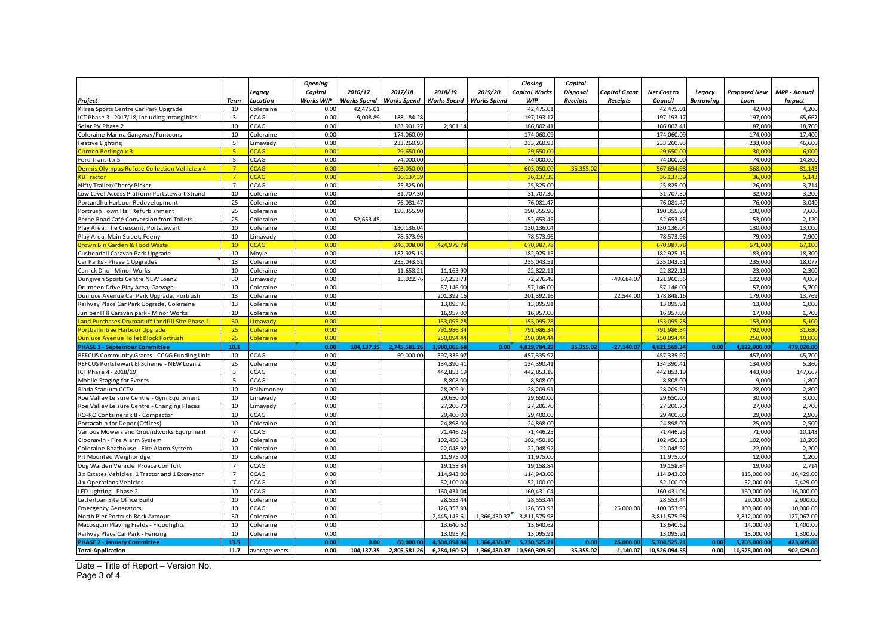| Project | Term | Legacy Location | Opening Capital Works WIP | 2016/17 Works Spend | 2017/18 Works Spend | 2018/19 Works Spend | 2019/20 Works Spend | Closing Capital Works WIP | Capital Disposal Receipts | Capital Grant Receipts | Net Cost to Council | Legacy Borrowing | Proposed New Loan | MRP - Annual Impact |
|---|---|---|---|---|---|---|---|---|---|---|---|---|---|---|
| Kilrea Sports Centre Car Park Upgrade | 10 | Coleraine | 0.00 | 42,475.01 | | | | 42,475.01 | | | 42,475.01 | | 42,000 | 4,200 |
| ICT Phase 3 - 2017/18, including Intangibles | 3 | CCAG | 0.00 | 9,008.89 | 188,184.28 | | | 197,193.17 | | | 197,193.17 | | 197,000 | 65,667 |
| Solar PV Phase 2 | 10 | CCAG | 0.00 | | 183,901.27 | 2,901.14 | | 186,802.41 | | | 186,802.41 | | 187,000 | 18,700 |
| Coleraine Marina Gangway/Pontoons | 10 | Coleraine | 0.00 | | 174,060.09 | | | 174,060.09 | | | 174,060.09 | | 174,000 | 17,400 |
| Festive Lighting | 5 | Limavady | 0.00 | | 233,260.93 | | | 233,260.93 | | | 233,260.93 | | 233,000 | 46,600 |
| Citroen Berlingo x 3 | 5 | CCAG | 0.00 | | 29,650.00 | | | 29,650.00 | | | 29,650.00 | | 30,000 | 6,000 |
| Ford Transit x 5 | 5 | CCAG | 0.00 | | 74,000.00 | | | 74,000.00 | | | 74,000.00 | | 74,000 | 14,800 |
| Dennis Olympus Refuse Collection Vehicle x 4 | 7 | CCAG | 0.00 | | 603,050.00 | | | 603,050.00 | 35,355.02 | | 567,694.98 | | 568,000 | 81,143 |
| KB Tractor | 7 | CCAG | 0.00 | | 36,137.39 | | | 36,137.39 | | | 36,137.39 | | 36,000 | 5,143 |
| Nifty Trailer/Cherry Picker | 7 | CCAG | 0.00 | | 25,825.00 | | | 25,825.00 | | | 25,825.00 | | 26,000 | 3,714 |
| Low Level Access Platform Portstewart Strand | 10 | Coleraine | 0.00 | | 31,707.30 | | | 31,707.30 | | | 31,707.30 | | 32,000 | 3,200 |
| Portandhu Harbour Redevelopment | 25 | Coleraine | 0.00 | | 76,081.47 | | | 76,081.47 | | | 76,081.47 | | 76,000 | 3,040 |
| Portrush Town Hall Refurbishment | 25 | Coleraine | 0.00 | | 190,355.90 | | | 190,355.90 | | | 190,355.90 | | 190,000 | 7,600 |
| Berne Road Café Conversion from Toilets | 25 | Coleraine | 0.00 | 52,653.45 | | | | 52,653.45 | | | 52,653.45 | | 53,000 | 2,120 |
| Play Area, The Crescent, Portstewart | 10 | Coleraine | 0.00 | | 130,136.04 | | | 130,136.04 | | | 130,136.04 | | 130,000 | 13,000 |
| Play Area, Main Street, Feeny | 10 | Limavady | 0.00 | | 78,573.96 | | | 78,573.96 | | | 78,573.96 | | 79,000 | 7,900 |
| Brown Bin Garden & Food Waste | 10 | CCAG | 0.00 | | 246,008.00 | 424,979.78 | | 670,987.78 | | | 670,987.78 | | 671,000 | 67,100 |
| Cushendall Caravan Park Upgrade | 10 | Moyle | 0.00 | | 182,925.15 | | | 182,925.15 | | | 182,925.15 | | 183,000 | 18,300 |
| Car Parks - Phase 1 Upgrades | 13 | Coleraine | 0.00 | | 235,043.51 | | | 235,043.51 | | | 235,043.51 | | 235,000 | 18,077 |
| Carrick Dhu - Minor Works | 10 | Coleraine | 0.00 | | 11,658.21 | 11,163.90 | | 22,822.11 | | | 22,822.11 | | 23,000 | 2,300 |
| Dungiven Sports Centre NEW Loan2 | 30 | Limavady | 0.00 | | 15,022.76 | 57,253.73 | | 72,276.49 | | -49,684.07 | 121,960.56 | | 122,000 | 4,067 |
| Drumeen Drive Play Area, Garvagh | 10 | Coleraine | 0.00 | | | 57,146.00 | | 57,146.00 | | | 57,146.00 | | 57,000 | 5,700 |
| Dunluce Avenue Car Park Upgrade, Portrush | 13 | Coleraine | 0.00 | | | 201,392.16 | | 201,392.16 | | 22,544.00 | 178,848.16 | | 179,000 | 13,769 |
| Railway Place Car Park Upgrade, Coleraine | 13 | Coleraine | 0.00 | | | 13,095.91 | | 13,095.91 | | | 13,095.91 | | 13,000 | 1,000 |
| Juniper Hill Caravan park - Minor Works | 10 | Coleraine | 0.00 | | | 16,957.00 | | 16,957.00 | | | 16,957.00 | | 17,000 | 1,700 |
| Land Purchases Drumaduff Landfill Site Phase 1 | 30 | Limavady | 0.00 | | | 153,095.28 | | 153,095.28 | | | 153,095.28 | | 153,000 | 5,100 |
| Portballintrae Harbour Upgrade | 25 | Coleraine | 0.00 | | | 791,986.34 | | 791,986.34 | | | 791,986.34 | | 792,000 | 31,680 |
| Dunluce Avenue Toilet Block Portrush | 25 | Coleraine | 0.00 | | | 250,094.44 | | 250,094.44 | | | 250,094.44 | | 250,000 | 10,000 |
| **PHASE 1 - September Committee** | **10.1** | | **0.00** | **104,137.35** | **2,745,581.26** | **1,980,065.68** | **0.00** | **4,829,784.29** | **35,355.02** | **-27,140.07** | **4,821,569.34** | **0.00** | **4,822,000.00** | **479,020.00** |
| REFCUS Community Grants - CCAG Funding Unit | 10 | CCAG | 0.00 | | 60,000.00 | 397,335.97 | | 457,335.97 | | | 457,335.97 | | 457,000 | 45,700 |
| REFCUS Portstewart EI Scheme - NEW Loan 2 | 25 | Coleraine | 0.00 | | | 134,390.41 | | 134,390.41 | | | 134,390.41 | | 134,000 | 5,360 |
| ICT Phase 4 - 2018/19 | 3 | CCAG | 0.00 | | | 442,853.19 | | 442,853.19 | | | 442,853.19 | | 443,000 | 147,667 |
| Mobile Staging for Events | 5 | CCAG | 0.00 | | | 8,808.00 | | 8,808.00 | | | 8,808.00 | | 9,000 | 1,800 |
| Riada Stadium CCTV | 10 | Ballymoney | 0.00 | | | 28,209.91 | | 28,209.91 | | | 28,209.91 | | 28,000 | 2,800 |
| Roe Valley Leisure Centre - Gym Equipment | 10 | Limavady | 0.00 | | | 29,650.00 | | 29,650.00 | | | 29,650.00 | | 30,000 | 3,000 |
| Roe Valley Leisure Centre - Changing Places | 10 | Limavady | 0.00 | | | 27,206.70 | | 27,206.70 | | | 27,206.70 | | 27,000 | 2,700 |
| RO-RO Containers x 8 - Compactor | 10 | CCAG | 0.00 | | | 29,400.00 | | 29,400.00 | | | 29,400.00 | | 29,000 | 2,900 |
| Portacabin for Depot (Offices) | 10 | Coleraine | 0.00 | | | 24,898.00 | | 24,898.00 | | | 24,898.00 | | 25,000 | 2,500 |
| Various Mowers and Groundworks Equipment | 7 | CCAG | 0.00 | | | 71,446.25 | | 71,446.25 | | | 71,446.25 | | 71,000 | 10,143 |
| Cloonavin - Fire Alarm System | 10 | Coleraine | 0.00 | | | 102,450.10 | | 102,450.10 | | | 102,450.10 | | 102,000 | 10,200 |
| Coleraine Boathouse - Fire Alarm System | 10 | Coleraine | 0.00 | | | 22,048.92 | | 22,048.92 | | | 22,048.92 | | 22,000 | 2,200 |
| Pit Mounted Weighbridge | 10 | Coleraine | 0.00 | | | 11,975.00 | | 11,975.00 | | | 11,975.00 | | 12,000 | 1,200 |
| Dog Warden Vehicle Proace Comfort | 7 | CCAG | 0.00 | | | 19,158.84 | | 19,158.84 | | | 19,158.84 | | 19,000 | 2,714 |
| 3 x Estates Vehicles, 1 Tractor and 1 Excavator | 7 | CCAG | 0.00 | | | 114,943.00 | | 114,943.00 | | | 114,943.00 | | 115,000.00 | 16,429.00 |
| 4 x Operations Vehicles | 7 | CCAG | 0.00 | | | 52,100.00 | | 52,100.00 | | | 52,100.00 | | 52,000.00 | 7,429.00 |
| LED Lighting - Phase 2 | 10 | CCAG | 0.00 | | | 160,431.04 | | 160,431.04 | | | 160,431.04 | | 160,000.00 | 16,000.00 |
| Letterloan Site Office Build | 10 | Coleraine | 0.00 | | | 28,553.44 | | 28,553.44 | | | 28,553.44 | | 29,000.00 | 2,900.00 |
| Emergency Generators | 10 | CCAG | 0.00 | | | 126,353.93 | | 126,353.93 | | 26,000.00 | 100,353.93 | | 100,000.00 | 10,000.00 |
| North Pier Portrush Rock Armour | 30 | Coleraine | 0.00 | | | 2,445,145.61 | 1,366,430.37 | 3,811,575.98 | | | 3,811,575.98 | | 3,812,000.00 | 127,067.00 |
| Macosquin Playing Fields - Floodlights | 10 | Coleraine | 0.00 | | | 13,640.62 | | 13,640.62 | | | 13,640.62 | | 14,000.00 | 1,400.00 |
| Railway Place Car Park - Fencing | 10 | Coleraine | 0.00 | | | 13,095.91 | | 13,095.91 | | | 13,095.91 | | 13,000.00 | 1,300.00 |
| **PHASE 2 - January Committee** | **13.5** | | **0.00** | **0.00** | **60,000.00** | **4,304,094.84** | **1,366,430.37** | **5,730,525.21** | **0.00** | **26,000.00** | **5,704,525.21** | **0.00** | **5,703,000.00** | **423,409.00** |
| **Total Application** | **11.7** | average years | **0.00** | **104,137.35** | **2,805,581.26** | **6,284,160.52** | **1,366,430.37** | **10,560,309.50** | **35,355.02** | **-1,140.07** | **10,526,094.55** | **0.00** | **10,525,000.00** | **902,429.00** |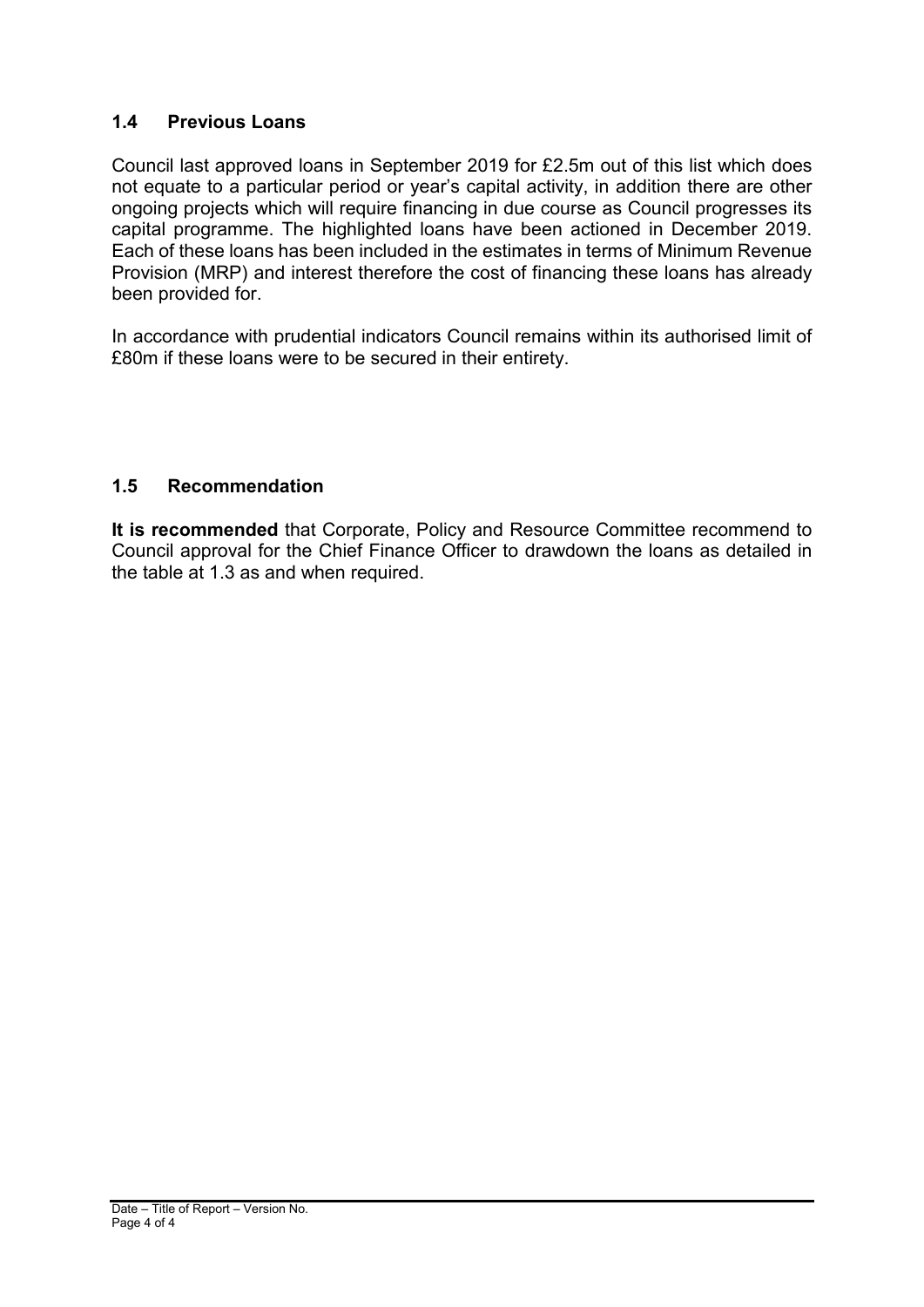### 1.4 Previous Loans

Council last approved loans in September 2019 for £2.5m out of this list which does not equate to a particular period or year's capital activity, in addition there are other ongoing projects which will require financing in due course as Council progresses its capital programme. The highlighted loans have been actioned in December 2019. Each of these loans has been included in the estimates in terms of Minimum Revenue Provision (MRP) and interest therefore the cost of financing these loans has already been provided for.

In accordance with prudential indicators Council remains within its authorised limit of £80m if these loans were to be secured in their entirety.

### 1.5 Recommendation

**It is recommended** that Corporate, Policy and Resource Committee recommend to Council approval for the Chief Finance Officer to drawdown the loans as detailed in the table at 1.3 as and when required.